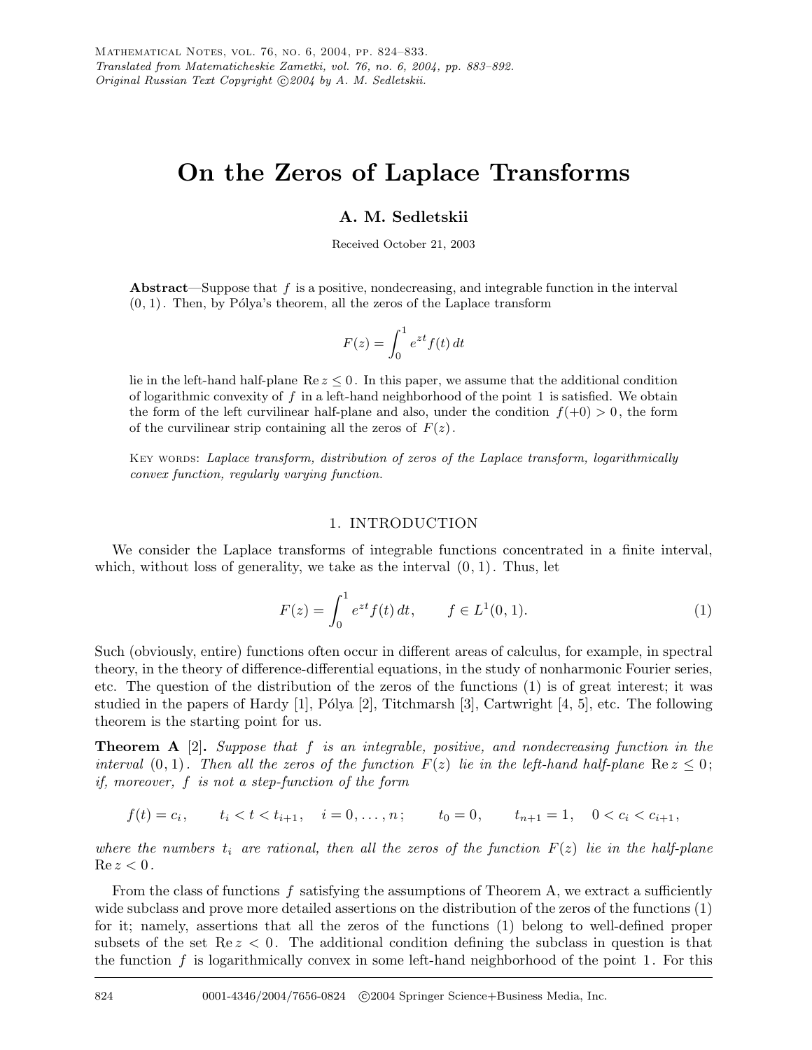# On the Zeros of Laplace Transforms

**A. M. Sedletskii**

Received October 21, 2003

**Abstract**—Suppose that $f$ is a positive, nondecreasing, and integrable function in the interval $(0,1)$. Then, by Pólya's theorem, all the zeros of the Laplace transform

$$F(z) = \int_0^1 e^{zt} f(t)\, dt$$

lie in the left-hand half-plane $\operatorname{Re} z \le 0$. In this paper, we assume that the additional condition of logarithmic convexity of $f$ in a left-hand neighborhood of the point $1$ is satisfied. We obtain the form of the left curvilinear half-plane and also, under the condition $f(+0) > 0$, the form of the curvilinear strip containing all the zeros of $F(z)$.

KEY WORDS: *Laplace transform, distribution of zeros of the Laplace transform, logarithmically convex function, regularly varying function.*

## 1. INTRODUCTION

We consider the Laplace transforms of integrable functions concentrated in a finite interval, which, without loss of generality, we take as the interval $(0,1)$. Thus, let

$$F(z) = \int_0^1 e^{zt} f(t)\, dt, \qquad f \in L^1(0,1). \tag{1}$$

Such (obviously, entire) functions often occur in different areas of calculus, for example, in spectral theory, in the theory of difference-differential equations, in the study of nonharmonic Fourier series, etc. The question of the distribution of the zeros of the functions (1) is of great interest; it was studied in the papers of Hardy [1], Pólya [2], Titchmarsh [3], Cartwright [4, 5], etc. The following theorem is the starting point for us.

**Theorem A** [2]**.** *Suppose that $f$ is an integrable, positive, and nondecreasing function in the interval $(0,1)$. Then all the zeros of the function $F(z)$ lie in the left-hand half-plane $\operatorname{Re} z \le 0$; if, moreover, $f$ is not a step-function of the form*

$$f(t) = c_i, \qquad t_i < t < t_{i+1}, \quad i = 0, \dots, n; \qquad t_0 = 0, \qquad t_{n+1} = 1, \quad 0 < c_i < c_{i+1},$$

*where the numbers $t_i$ are rational, then all the zeros of the function $F(z)$ lie in the half-plane $\operatorname{Re} z < 0$.*

From the class of functions $f$ satisfying the assumptions of Theorem A, we extract a sufficiently wide subclass and prove more detailed assertions on the distribution of the zeros of the functions (1) for it; namely, assertions that all the zeros of the functions (1) belong to well-defined proper subsets of the set $\operatorname{Re} z < 0$. The additional condition defining the subclass in question is that the function $f$ is logarithmically convex in some left-hand neighborhood of the point $1$. For this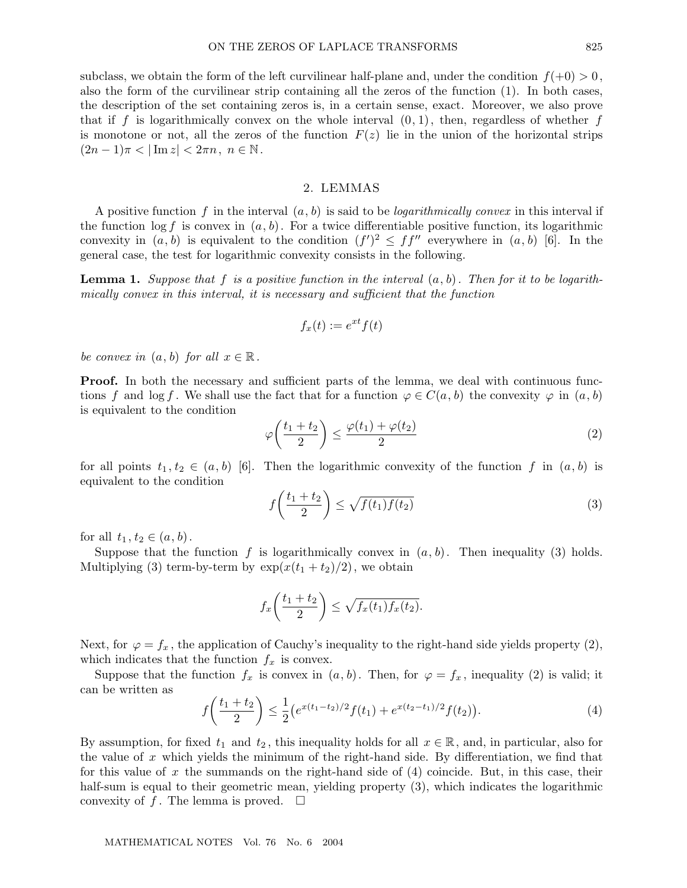subclass, we obtain the form of the left curvilinear half-plane and, under the condition $f(+0) > 0$, also the form of the curvilinear strip containing all the zeros of the function (1). In both cases, the description of the set containing zeros is, in a certain sense, exact. Moreover, we also prove that if $f$ is logarithmically convex on the whole interval $(0, 1)$, then, regardless of whether $f$ is monotone or not, all the zeros of the function $F(z)$ lie in the union of the horizontal strips $(2n-1)\pi < |\operatorname{Im} z| < 2\pi n$, $n \in \mathbb{N}$.

## 2. LEMMAS

A positive function $f$ in the interval $(a, b)$ is said to be *logarithmically convex* in this interval if the function $\log f$ is convex in $(a, b)$. For a twice differentiable positive function, its logarithmic convexity in $(a, b)$ is equivalent to the condition $(f')^2 \le f f''$ everywhere in $(a, b)$ [6]. In the general case, the test for logarithmic convexity consists in the following.

**Lemma 1.** *Suppose that $f$ is a positive function in the interval $(a, b)$. Then for it to be logarithmically convex in this interval, it is necessary and sufficient that the function*

$$f_x(t) := e^{xt} f(t)$$

*be convex in $(a, b)$ for all $x \in \mathbb{R}$.*

**Proof.** In both the necessary and sufficient parts of the lemma, we deal with continuous functions $f$ and $\log f$. We shall use the fact that for a function $\varphi \in C(a, b)$ the convexity $\varphi$ in $(a, b)$ is equivalent to the condition

$$\varphi\left(\frac{t_1 + t_2}{2}\right) \le \frac{\varphi(t_1) + \varphi(t_2)}{2} \tag{2}$$

for all points $t_1, t_2 \in (a, b)$ [6]. Then the logarithmic convexity of the function $f$ in $(a, b)$ is equivalent to the condition

$$f\left(\frac{t_1 + t_2}{2}\right) \le \sqrt{f(t_1) f(t_2)} \tag{3}$$

for all $t_1, t_2 \in (a, b)$.

Suppose that the function $f$ is logarithmically convex in $(a, b)$. Then inequality (3) holds. Multiplying (3) term-by-term by $\exp(x(t_1 + t_2)/2)$, we obtain

$$f_x\left(\frac{t_1 + t_2}{2}\right) \le \sqrt{f_x(t_1) f_x(t_2)}.$$

Next, for $\varphi = f_x$, the application of Cauchy's inequality to the right-hand side yields property (2), which indicates that the function $f_x$ is convex.

Suppose that the function $f_x$ is convex in $(a, b)$. Then, for $\varphi = f_x$, inequality (2) is valid; it can be written as

$$f\left(\frac{t_1 + t_2}{2}\right) \le \frac{1}{2}\left(e^{x(t_1 - t_2)/2} f(t_1) + e^{x(t_2 - t_1)/2} f(t_2)\right). \tag{4}$$

By assumption, for fixed $t_1$ and $t_2$, this inequality holds for all $x \in \mathbb{R}$, and, in particular, also for the value of $x$ which yields the minimum of the right-hand side. By differentiation, we find that for this value of $x$ the summands on the right-hand side of (4) coincide. But, in this case, their half-sum is equal to their geometric mean, yielding property (3), which indicates the logarithmic convexity of $f$. The lemma is proved. $\square$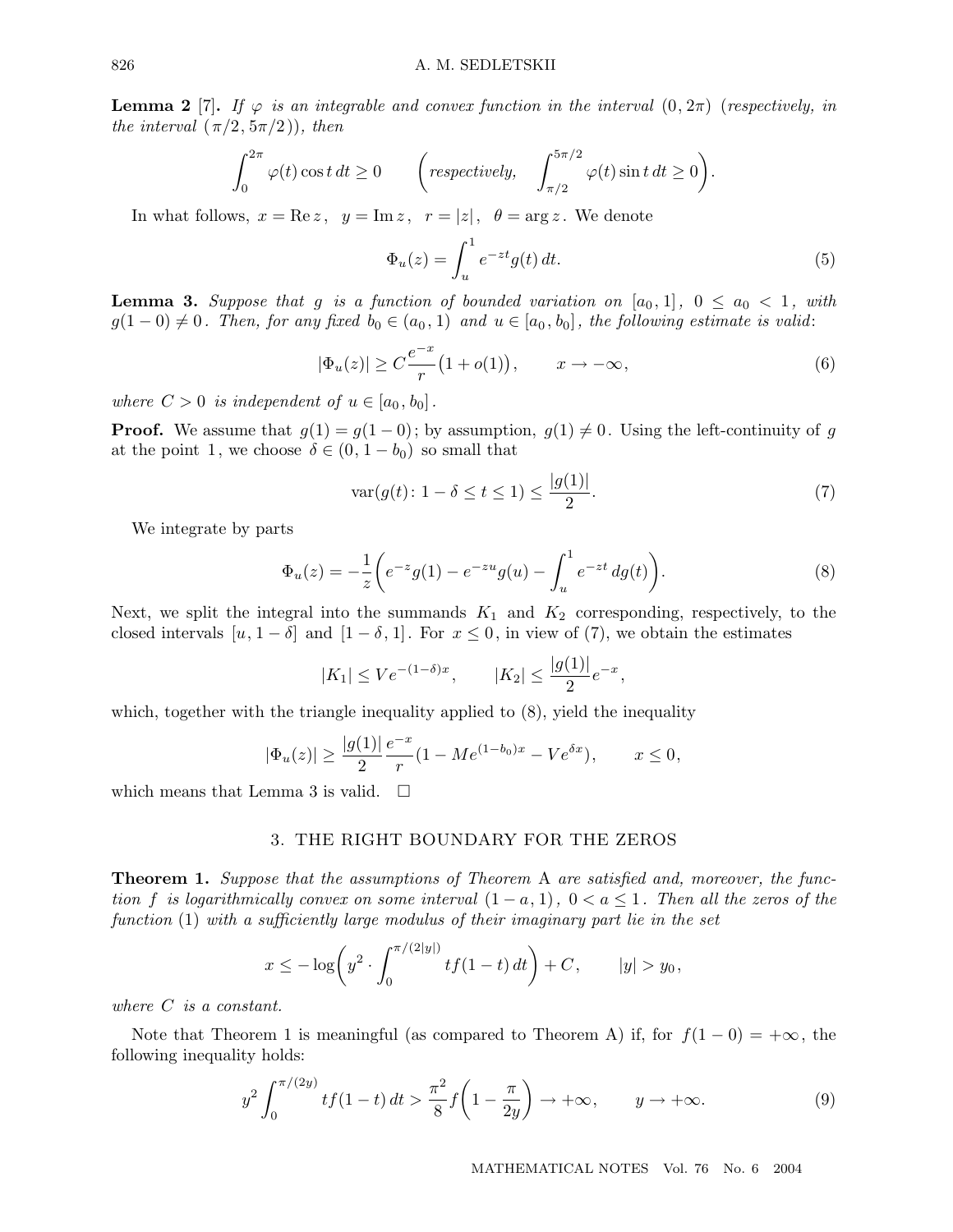**Lemma 2** [7]**.** *If $\varphi$ is an integrable and convex function in the interval $(0, 2\pi)$ (respectively, in the interval $(\pi/2, 5\pi/2)$), then*

$$\int_0^{2\pi} \varphi(t)\cos t\,dt \ge 0 \qquad \left(\textit{respectively,}\quad \int_{\pi/2}^{5\pi/2} \varphi(t)\sin t\,dt \ge 0\right).$$

In what follows, $x = \operatorname{Re} z$, $y = \operatorname{Im} z$, $r = |z|$, $\theta = \arg z$. We denote

$$\Phi_u(z) = \int_u^1 e^{-zt} g(t)\,dt. \tag{5}$$

**Lemma 3.** *Suppose that $g$ is a function of bounded variation on $[a_0, 1]$, $0 \le a_0 < 1$, with $g(1-0) \ne 0$. Then, for any fixed $b_0 \in (a_0, 1)$ and $u \in [a_0, b_0]$, the following estimate is valid:*

$$|\Phi_u(z)| \ge C\frac{e^{-x}}{r}\bigl(1 + o(1)\bigr), \qquad x \to -\infty, \tag{6}$$

*where $C > 0$ is independent of $u \in [a_0, b_0]$.*

**Proof.** We assume that $g(1) = g(1-0)$; by assumption, $g(1) \ne 0$. Using the left-continuity of $g$ at the point $1$, we choose $\delta \in (0, 1-b_0)$ so small that

$$\operatorname{var}(g(t)\colon 1-\delta \le t \le 1) \le \frac{|g(1)|}{2}. \tag{7}$$

We integrate by parts

$$\Phi_u(z) = -\frac{1}{z}\left(e^{-z}g(1) - e^{-zu}g(u) - \int_u^1 e^{-zt}\,dg(t)\right). \tag{8}$$

Next, we split the integral into the summands $K_1$ and $K_2$ corresponding, respectively, to the closed intervals $[u, 1-\delta]$ and $[1-\delta, 1]$. For $x \le 0$, in view of (7), we obtain the estimates

$$|K_1| \le Ve^{-(1-\delta)x}, \qquad |K_2| \le \frac{|g(1)|}{2}e^{-x},$$

which, together with the triangle inequality applied to (8), yield the inequality

$$|\Phi_u(z)| \ge \frac{|g(1)|}{2}\frac{e^{-x}}{r}(1 - Me^{(1-b_0)x} - Ve^{\delta x}), \qquad x \le 0,$$

which means that Lemma 3 is valid. $\square$

## 3. THE RIGHT BOUNDARY FOR THE ZEROS

**Theorem 1.** *Suppose that the assumptions of Theorem A are satisfied and, moreover, the function $f$ is logarithmically convex on some interval $(1-a, 1)$, $0 < a \le 1$. Then all the zeros of the function (1) with a sufficiently large modulus of their imaginary part lie in the set*

$$x \le -\log\left(y^2 \cdot \int_0^{\pi/(2|y|)} tf(1-t)\,dt\right) + C, \qquad |y| > y_0,$$

*where $C$ is a constant.*

Note that Theorem 1 is meaningful (as compared to Theorem A) if, for $f(1-0) = +\infty$, the following inequality holds:

$$y^2\int_0^{\pi/(2y)} tf(1-t)\,dt > \frac{\pi^2}{8}f\left(1 - \frac{\pi}{2y}\right) \to +\infty, \qquad y \to +\infty. \tag{9}$$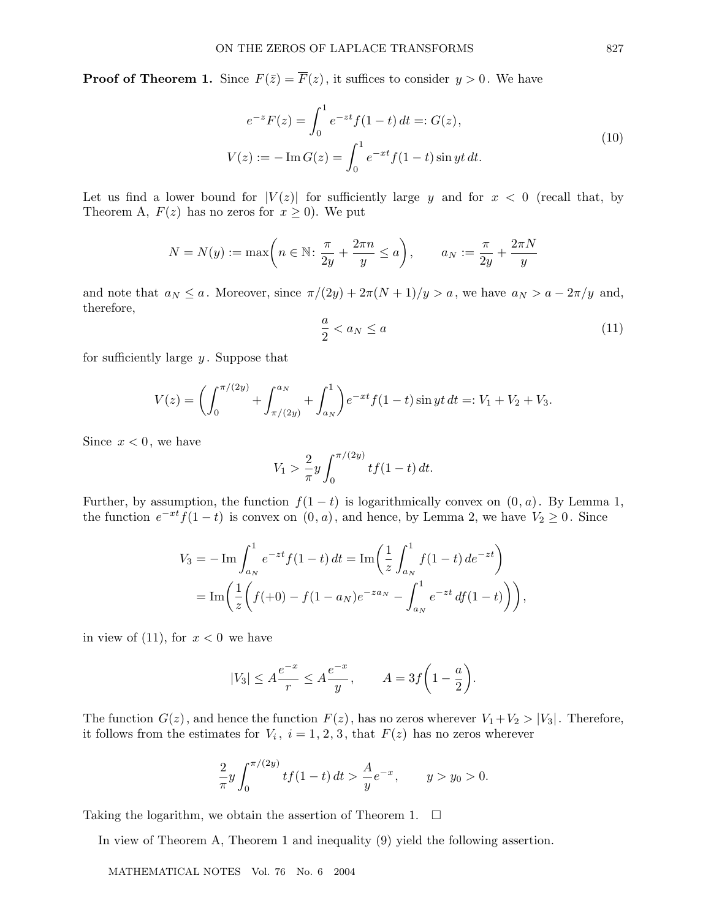**Proof of Theorem 1.** Since $F(\bar{z}) = \overline{F}(z)$, it suffices to consider $y > 0$. We have

$$
\begin{aligned}
e^{-z}F(z) &= \int_0^1 e^{-zt} f(1-t)\,dt =: G(z), \\
V(z) := -\operatorname{Im} G(z) &= \int_0^1 e^{-xt} f(1-t) \sin yt\,dt.
\end{aligned}
\tag{10}
$$

Let us find a lower bound for $|V(z)|$ for sufficiently large $y$ and for $x < 0$ (recall that, by Theorem A, $F(z)$ has no zeros for $x \geq 0$). We put

$$
N = N(y) := \max\left(n \in \mathbb{N}\colon \frac{\pi}{2y} + \frac{2\pi n}{y} \leq a\right), \qquad a_N := \frac{\pi}{2y} + \frac{2\pi N}{y}
$$

and note that $a_N \leq a$. Moreover, since $\pi/(2y) + 2\pi(N+1)/y > a$, we have $a_N > a - 2\pi/y$ and, therefore,

$$
\frac{a}{2} < a_N \leq a \tag{11}
$$

for sufficiently large $y$. Suppose that

$$
V(z) = \left(\int_0^{\pi/(2y)} + \int_{\pi/(2y)}^{a_N} + \int_{a_N}^1\right) e^{-xt} f(1-t) \sin yt\,dt =: V_1 + V_2 + V_3.
$$

Since $x < 0$, we have

$$
V_1 > \frac{2}{\pi} y \int_0^{\pi/(2y)} t f(1-t)\,dt.
$$

Further, by assumption, the function $f(1-t)$ is logarithmically convex on $(0, a)$. By Lemma 1, the function $e^{-xt} f(1-t)$ is convex on $(0, a)$, and hence, by Lemma 2, we have $V_2 \geq 0$. Since

$$
\begin{aligned}
V_3 &= -\operatorname{Im} \int_{a_N}^1 e^{-zt} f(1-t)\,dt = \operatorname{Im}\left(\frac{1}{z} \int_{a_N}^1 f(1-t)\,de^{-zt}\right) \\
&= \operatorname{Im}\left(\frac{1}{z}\left(f(+0) - f(1-a_N)e^{-za_N} - \int_{a_N}^1 e^{-zt}\,df(1-t)\right)\right),
\end{aligned}
$$

in view of (11), for $x < 0$ we have

$$
|V_3| \leq A\frac{e^{-x}}{r} \leq A\frac{e^{-x}}{y}, \qquad A = 3f\left(1 - \frac{a}{2}\right).
$$

The function $G(z)$, and hence the function $F(z)$, has no zeros wherever $V_1 + V_2 > |V_3|$. Therefore, it follows from the estimates for $V_i$, $i = 1, 2, 3$, that $F(z)$ has no zeros wherever

$$
\frac{2}{\pi} y \int_0^{\pi/(2y)} t f(1-t)\,dt > \frac{A}{y} e^{-x}, \qquad y > y_0 > 0.
$$

Taking the logarithm, we obtain the assertion of Theorem 1. $\square$

In view of Theorem A, Theorem 1 and inequality (9) yield the following assertion.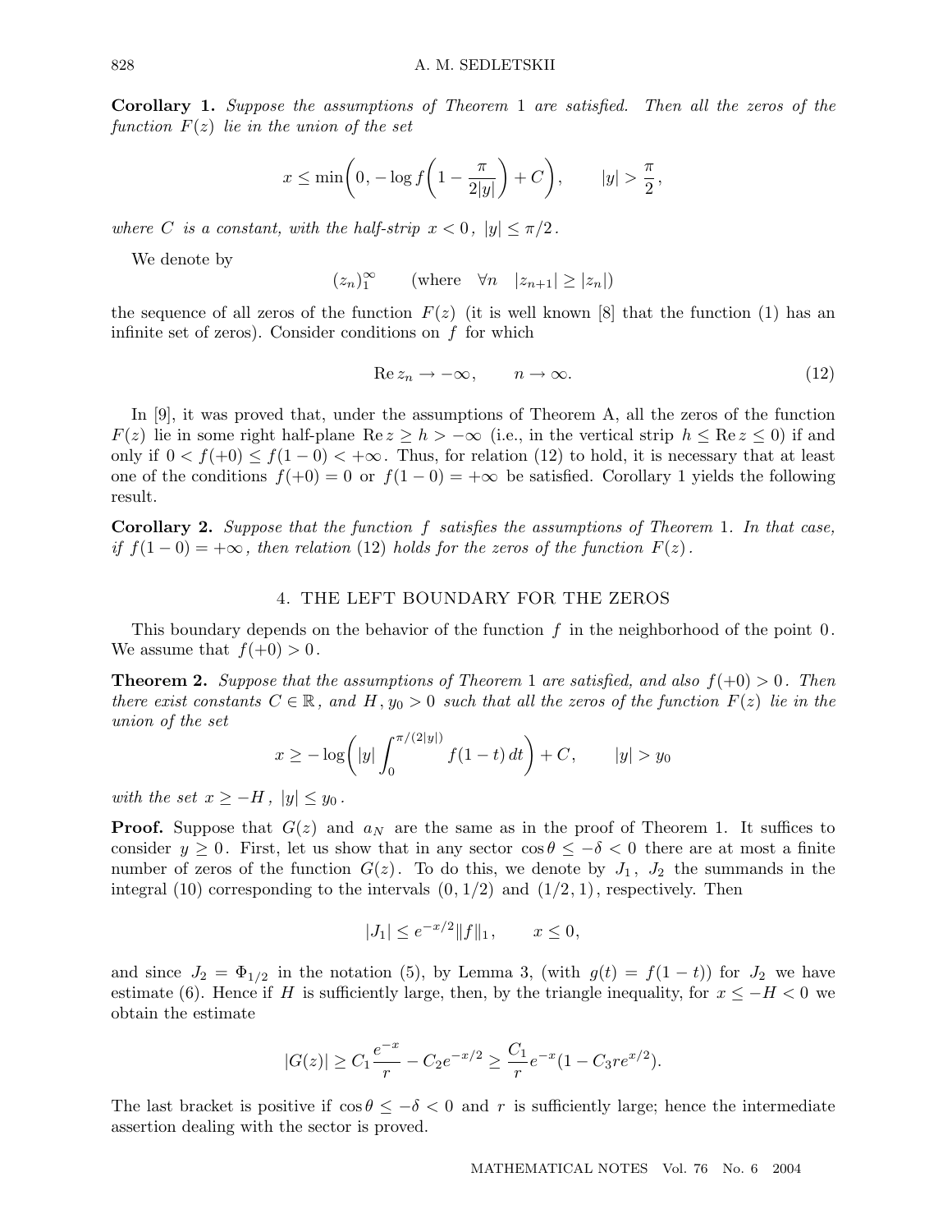**Corollary 1.** *Suppose the assumptions of Theorem* 1 *are satisfied. Then all the zeros of the function* $F(z)$ *lie in the union of the set*

$$x \le \min\biggl(0, -\log f\biggl(1 - \frac{\pi}{2|y|}\biggr) + C\biggr), \qquad |y| > \frac{\pi}{2},$$

*where* $C$ *is a constant, with the half-strip* $x < 0$, $|y| \le \pi/2$.

We denote by

$$(z_n)_1^\infty \qquad (\text{where} \quad \forall n \quad |z_{n+1}| \ge |z_n|)$$

the sequence of all zeros of the function $F(z)$ (it is well known [8] that the function (1) has an infinite set of zeros). Consider conditions on $f$ for which

$$\operatorname{Re} z_n \to -\infty, \qquad n \to \infty. \tag{12}$$

In [9], it was proved that, under the assumptions of Theorem A, all the zeros of the function $F(z)$ lie in some right half-plane $\operatorname{Re} z \ge h > -\infty$ (i.e., in the vertical strip $h \le \operatorname{Re} z \le 0$) if and only if $0 < f(+0) \le f(1-0) < +\infty$. Thus, for relation (12) to hold, it is necessary that at least one of the conditions $f(+0) = 0$ or $f(1-0) = +\infty$ be satisfied. Corollary 1 yields the following result.

**Corollary 2.** *Suppose that the function* $f$ *satisfies the assumptions of Theorem* 1*. In that case, if* $f(1-0) = +\infty$*, then relation* (12) *holds for the zeros of the function* $F(z)$.

## 4. THE LEFT BOUNDARY FOR THE ZEROS

This boundary depends on the behavior of the function $f$ in the neighborhood of the point $0$. We assume that $f(+0) > 0$.

**Theorem 2.** *Suppose that the assumptions of Theorem* 1 *are satisfied, and also* $f(+0) > 0$*. Then there exist constants* $C \in \mathbb{R}$*, and* $H, y_0 > 0$ *such that all the zeros of the function* $F(z)$ *lie in the union of the set*

$$x \ge -\log\biggl(|y| \int_0^{\pi/(2|y|)} f(1-t)\,dt\biggr) + C, \qquad |y| > y_0$$

*with the set* $x \ge -H$, $|y| \le y_0$.

**Proof.** Suppose that $G(z)$ and $a_N$ are the same as in the proof of Theorem 1. It suffices to consider $y \ge 0$. First, let us show that in any sector $\cos\theta \le -\delta < 0$ there are at most a finite number of zeros of the function $G(z)$. To do this, we denote by $J_1$, $J_2$ the summands in the integral (10) corresponding to the intervals $(0, 1/2)$ and $(1/2, 1)$, respectively. Then

$$|J_1| \le e^{-x/2}\|f\|_1, \qquad x \le 0,$$

and since $J_2 = \Phi_{1/2}$ in the notation (5), by Lemma 3, (with $g(t) = f(1-t)$) for $J_2$ we have estimate (6). Hence if $H$ is sufficiently large, then, by the triangle inequality, for $x \le -H < 0$ we obtain the estimate

$$|G(z)| \ge C_1 \frac{e^{-x}}{r} - C_2 e^{-x/2} \ge \frac{C_1}{r} e^{-x}(1 - C_3 r e^{x/2}).$$

The last bracket is positive if $\cos\theta \le -\delta < 0$ and $r$ is sufficiently large; hence the intermediate assertion dealing with the sector is proved.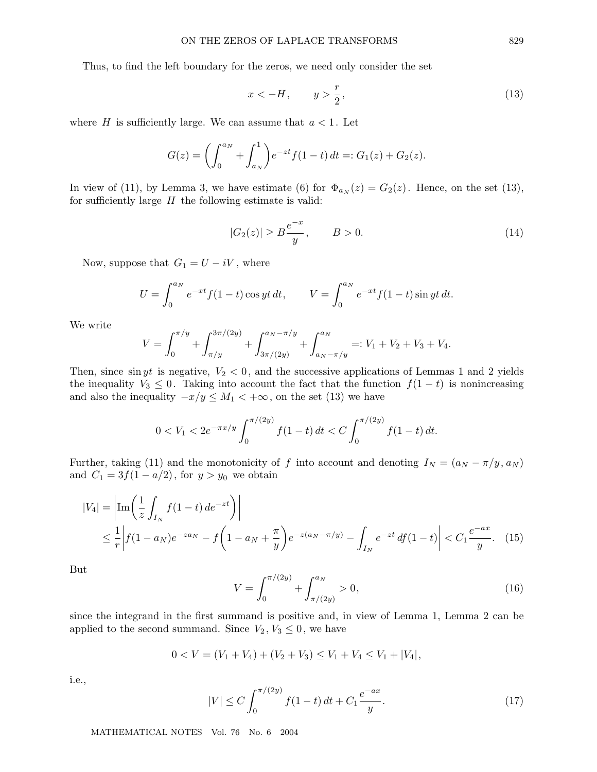Thus, to find the left boundary for the zeros, we need only consider the set

$$x < -H, \qquad y > \frac{r}{2}, \tag{13}$$

where $H$ is sufficiently large. We can assume that $a < 1$. Let

$$G(z) = \left(\int_0^{a_N} + \int_{a_N}^1\right) e^{-zt} f(1-t)\,dt =: G_1(z) + G_2(z).$$

In view of (11), by Lemma 3, we have estimate (6) for $\Phi_{a_N}(z) = G_2(z)$. Hence, on the set (13), for sufficiently large $H$ the following estimate is valid:

$$|G_2(z)| \ge B\frac{e^{-x}}{y}, \qquad B > 0. \tag{14}$$

Now, suppose that $G_1 = U - iV$, where

$$U = \int_0^{a_N} e^{-xt} f(1-t)\cos yt\,dt, \qquad V = \int_0^{a_N} e^{-xt} f(1-t)\sin yt\,dt.$$

We write

$$V = \int_0^{\pi/y} + \int_{\pi/y}^{3\pi/(2y)} + \int_{3\pi/(2y)}^{a_N - \pi/y} + \int_{a_N-\pi/y}^{a_N} =: V_1 + V_2 + V_3 + V_4.$$

Then, since $\sin yt$ is negative, $V_2 < 0$, and the successive applications of Lemmas 1 and 2 yields the inequality $V_3 \le 0$. Taking into account the fact that the function $f(1-t)$ is nonincreasing and also the inequality $-x/y \le M_1 < +\infty$, on the set (13) we have

$$0 < V_1 < 2e^{-\pi x/y}\int_0^{\pi/(2y)} f(1-t)\,dt < C\int_0^{\pi/(2y)} f(1-t)\,dt.$$

Further, taking (11) and the monotonicity of $f$ into account and denoting $I_N = (a_N - \pi/y, a_N)$ and $C_1 = 3f(1-a/2)$, for $y > y_0$ we obtain

$$\begin{aligned}
|V_4| &= \left|\operatorname{Im}\left(\frac{1}{z}\int_{I_N} f(1-t)\,de^{-zt}\right)\right| \\
&\le \frac{1}{r}\left|f(1-a_N)e^{-za_N} - f\left(1 - a_N + \frac{\pi}{y}\right)e^{-z(a_N-\pi/y)} - \int_{I_N} e^{-zt}\,df(1-t)\right| < C_1\frac{e^{-ax}}{y}.
\end{aligned} \tag{15}$$

But

$$V = \int_0^{\pi/(2y)} + \int_{\pi/(2y)}^{a_N} > 0, \tag{16}$$

since the integrand in the first summand is positive and, in view of Lemma 1, Lemma 2 can be applied to the second summand. Since $V_2, V_3 \le 0$, we have

$$0 < V = (V_1 + V_4) + (V_2 + V_3) \le V_1 + V_4 \le V_1 + |V_4|,$$

i.e.,

$$|V| \le C\int_0^{\pi/(2y)} f(1-t)\,dt + C_1\frac{e^{-ax}}{y}. \tag{17}$$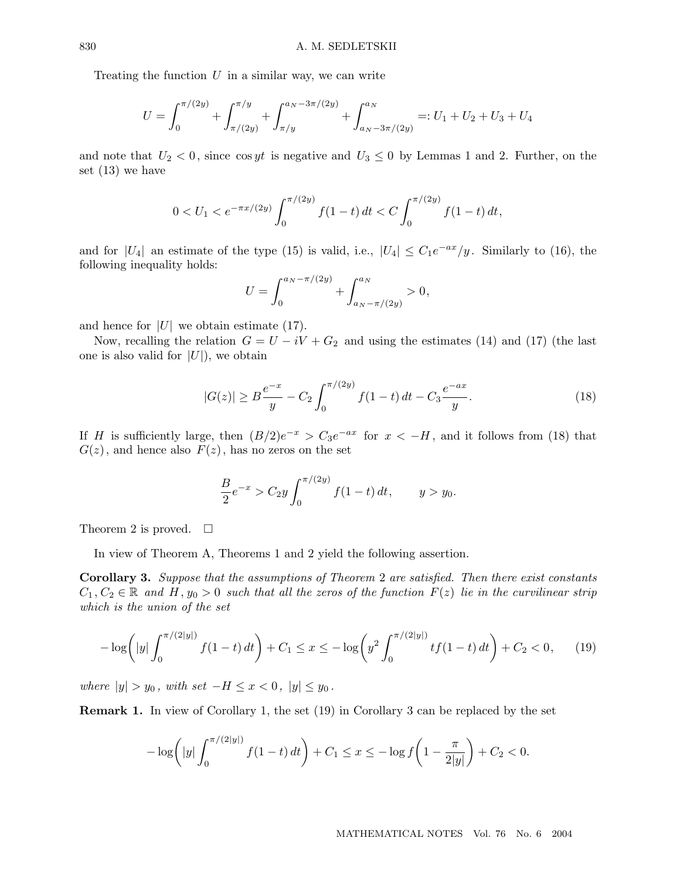Treating the function $U$ in a similar way, we can write

$$U = \int_0^{\pi/(2y)} + \int_{\pi/(2y)}^{\pi/y} + \int_{\pi/y}^{a_N - 3\pi/(2y)} + \int_{a_N - 3\pi/(2y)}^{a_N} =: U_1 + U_2 + U_3 + U_4$$

and note that $U_2 < 0$, since $\cos yt$ is negative and $U_3 \le 0$ by Lemmas 1 and 2. Further, on the set (13) we have

$$0 < U_1 < e^{-\pi x/(2y)} \int_0^{\pi/(2y)} f(1-t)\,dt < C \int_0^{\pi/(2y)} f(1-t)\,dt,$$

and for $|U_4|$ an estimate of the type (15) is valid, i.e., $|U_4| \le C_1 e^{-ax}/y$. Similarly to (16), the following inequality holds:

$$U = \int_0^{a_N - \pi/(2y)} + \int_{a_N - \pi/(2y)}^{a_N} > 0,$$

and hence for $|U|$ we obtain estimate (17).

Now, recalling the relation $G = U - iV + G_2$ and using the estimates (14) and (17) (the last one is also valid for $|U|$), we obtain

$$|G(z)| \ge B\frac{e^{-x}}{y} - C_2 \int_0^{\pi/(2y)} f(1-t)\,dt - C_3 \frac{e^{-ax}}{y}. \tag{18}$$

If $H$ is sufficiently large, then $(B/2)e^{-x} > C_3 e^{-ax}$ for $x < -H$, and it follows from (18) that $G(z)$, and hence also $F(z)$, has no zeros on the set

$$\frac{B}{2}e^{-x} > C_2 y \int_0^{\pi/(2y)} f(1-t)\,dt, \qquad y > y_0.$$

Theorem 2 is proved. □

In view of Theorem A, Theorems 1 and 2 yield the following assertion.

**Corollary 3.** *Suppose that the assumptions of Theorem 2 are satisfied. Then there exist constants $C_1, C_2 \in \mathbb{R}$ and $H, y_0 > 0$ such that all the zeros of the function $F(z)$ lie in the curvilinear strip which is the union of the set*

$$-\log\biggl(|y| \int_0^{\pi/(2|y|)} f(1-t)\,dt\biggr) + C_1 \le x \le -\log\biggl(y^2 \int_0^{\pi/(2|y|)} t f(1-t)\,dt\biggr) + C_2 < 0, \tag{19}$$

*where $|y| > y_0$, with set $-H \le x < 0$, $|y| \le y_0$.*

**Remark 1.** In view of Corollary 1, the set (19) in Corollary 3 can be replaced by the set

$$-\log\biggl(|y| \int_0^{\pi/(2|y|)} f(1-t)\,dt\biggr) + C_1 \le x \le -\log f\biggl(1 - \frac{\pi}{2|y|}\biggr) + C_2 < 0.$$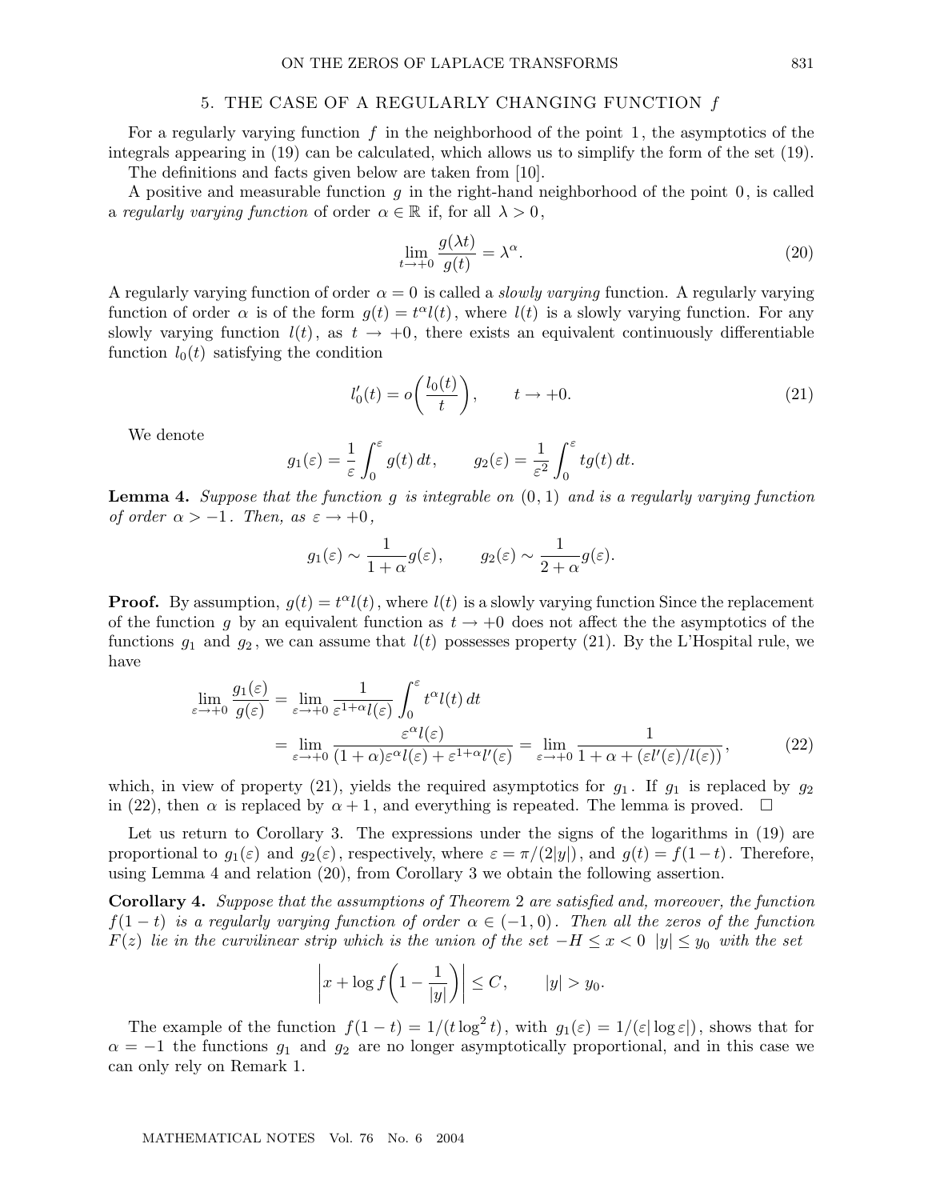## 5. THE CASE OF A REGULARLY CHANGING FUNCTION $f$

For a regularly varying function $f$ in the neighborhood of the point $1$, the asymptotics of the integrals appearing in (19) can be calculated, which allows us to simplify the form of the set (19).

The definitions and facts given below are taken from [10].

A positive and measurable function $g$ in the right-hand neighborhood of the point $0$, is called a *regularly varying function* of order $\alpha \in \mathbb{R}$ if, for all $\lambda > 0$,

$$\lim_{t \to +0} \frac{g(\lambda t)}{g(t)} = \lambda^{\alpha}. \tag{20}$$

A regularly varying function of order $\alpha = 0$ is called a *slowly varying* function. A regularly varying function of order $\alpha$ is of the form $g(t) = t^{\alpha} l(t)$, where $l(t)$ is a slowly varying function. For any slowly varying function $l(t)$, as $t \to +0$, there exists an equivalent continuously differentiable function $l_0(t)$ satisfying the condition

$$l_0'(t) = o\left(\frac{l_0(t)}{t}\right), \qquad t \to +0. \tag{21}$$

We denote

$$g_1(\varepsilon) = \frac{1}{\varepsilon} \int_0^{\varepsilon} g(t)\,dt, \qquad g_2(\varepsilon) = \frac{1}{\varepsilon^2} \int_0^{\varepsilon} t g(t)\,dt.$$

**Lemma 4.** *Suppose that the function $g$ is integrable on $(0,1)$ and is a regularly varying function of order $\alpha > -1$. Then, as $\varepsilon \to +0$,*

$$g_1(\varepsilon) \sim \frac{1}{1+\alpha} g(\varepsilon), \qquad g_2(\varepsilon) \sim \frac{1}{2+\alpha} g(\varepsilon).$$

**Proof.** By assumption, $g(t) = t^{\alpha} l(t)$, where $l(t)$ is a slowly varying function Since the replacement of the function $g$ by an equivalent function as $t \to +0$ does not affect the the asymptotics of the functions $g_1$ and $g_2$, we can assume that $l(t)$ possesses property (21). By the L'Hospital rule, we have

$$\begin{aligned}
\lim_{\varepsilon \to +0} \frac{g_1(\varepsilon)}{g(\varepsilon)} &= \lim_{\varepsilon \to +0} \frac{1}{\varepsilon^{1+\alpha} l(\varepsilon)} \int_0^{\varepsilon} t^{\alpha} l(t)\,dt \\
&= \lim_{\varepsilon \to +0} \frac{\varepsilon^{\alpha} l(\varepsilon)}{(1+\alpha)\varepsilon^{\alpha} l(\varepsilon) + \varepsilon^{1+\alpha} l'(\varepsilon)} = \lim_{\varepsilon \to +0} \frac{1}{1+\alpha+(\varepsilon l'(\varepsilon)/l(\varepsilon))},
\end{aligned} \tag{22}$$

which, in view of property (21), yields the required asymptotics for $g_1$. If $g_1$ is replaced by $g_2$ in (22), then $\alpha$ is replaced by $\alpha + 1$, and everything is repeated. The lemma is proved. $\square$

Let us return to Corollary 3. The expressions under the signs of the logarithms in (19) are proportional to $g_1(\varepsilon)$ and $g_2(\varepsilon)$, respectively, where $\varepsilon = \pi/(2|y|)$, and $g(t) = f(1-t)$. Therefore, using Lemma 4 and relation (20), from Corollary 3 we obtain the following assertion.

**Corollary 4.** *Suppose that the assumptions of Theorem 2 are satisfied and, moreover, the function $f(1-t)$ is a regularly varying function of order $\alpha \in (-1, 0)$. Then all the zeros of the function $F(z)$ lie in the curvilinear strip which is the union of the set $-H \le x < 0$ $|y| \le y_0$ with the set*

$$\left| x + \log f\left(1 - \frac{1}{|y|}\right) \right| \le C, \qquad |y| > y_0.$$

The example of the function $f(1-t) = 1/(t \log^2 t)$, with $g_1(\varepsilon) = 1/(\varepsilon |\log \varepsilon|)$, shows that for $\alpha = -1$ the functions $g_1$ and $g_2$ are no longer asymptotically proportional, and in this case we can only rely on Remark 1.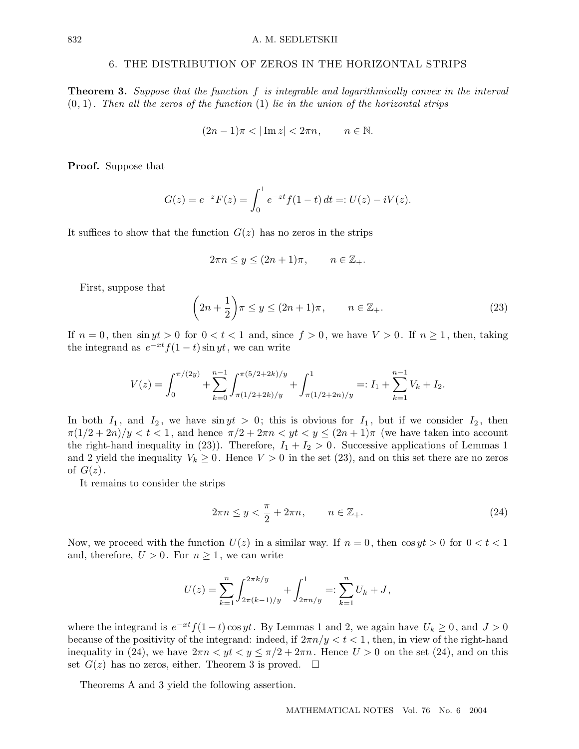## 6. THE DISTRIBUTION OF ZEROS IN THE HORIZONTAL STRIPS

**Theorem 3.** *Suppose that the function $f$ is integrable and logarithmically convex in the interval $(0,1)$. Then all the zeros of the function* (1) *lie in the union of the horizontal strips*

$$(2n-1)\pi < |\operatorname{Im} z| < 2\pi n, \qquad n \in \mathbb{N}.$$

**Proof.** Suppose that

$$G(z) = e^{-z}F(z) = \int_0^1 e^{-zt} f(1-t)\,dt =: U(z) - iV(z).$$

It suffices to show that the function $G(z)$ has no zeros in the strips

$$2\pi n \le y \le (2n+1)\pi, \qquad n \in \mathbb{Z}_+.$$

First, suppose that

$$\left(2n + \frac{1}{2}\right)\pi \le y \le (2n+1)\pi, \qquad n \in \mathbb{Z}_+. \tag{23}$$

If $n = 0$, then $\sin yt > 0$ for $0 < t < 1$ and, since $f > 0$, we have $V > 0$. If $n \ge 1$, then, taking the integrand as $e^{-xt} f(1-t)\sin yt$, we can write

$$V(z) = \int_0^{\pi/(2y)} + \sum_{k=0}^{n-1} \int_{\pi(1/2+2k)/y}^{\pi(5/2+2k)/y} + \int_{\pi(1/2+2n)/y}^1 =: I_1 + \sum_{k=1}^{n-1} V_k + I_2.$$

In both $I_1$, and $I_2$, we have $\sin yt > 0$; this is obvious for $I_1$, but if we consider $I_2$, then $\pi(1/2+2n)/y < t < 1$, and hence $\pi/2 + 2\pi n < yt < y \le (2n+1)\pi$ (we have taken into account the right-hand inequality in (23)). Therefore, $I_1 + I_2 > 0$. Successive applications of Lemmas 1 and 2 yield the inequality $V_k \ge 0$. Hence $V > 0$ in the set (23), and on this set there are no zeros of $G(z)$.

It remains to consider the strips

$$2\pi n \le y < \frac{\pi}{2} + 2\pi n, \qquad n \in \mathbb{Z}_+. \tag{24}$$

Now, we proceed with the function $U(z)$ in a similar way. If $n = 0$, then $\cos yt > 0$ for $0 < t < 1$ and, therefore, $U > 0$. For $n \ge 1$, we can write

$$U(z) = \sum_{k=1}^{n} \int_{2\pi(k-1)/y}^{2\pi k/y} + \int_{2\pi n/y}^1 =: \sum_{k=1}^{n} U_k + J,$$

where the integrand is $e^{-xt} f(1-t)\cos yt$. By Lemmas 1 and 2, we again have $U_k \ge 0$, and $J > 0$ because of the positivity of the integrand: indeed, if $2\pi n/y < t < 1$, then, in view of the right-hand inequality in (24), we have $2\pi n < yt < y \le \pi/2 + 2\pi n$. Hence $U > 0$ on the set (24), and on this set $G(z)$ has no zeros, either. Theorem 3 is proved. $\square$

Theorems A and 3 yield the following assertion.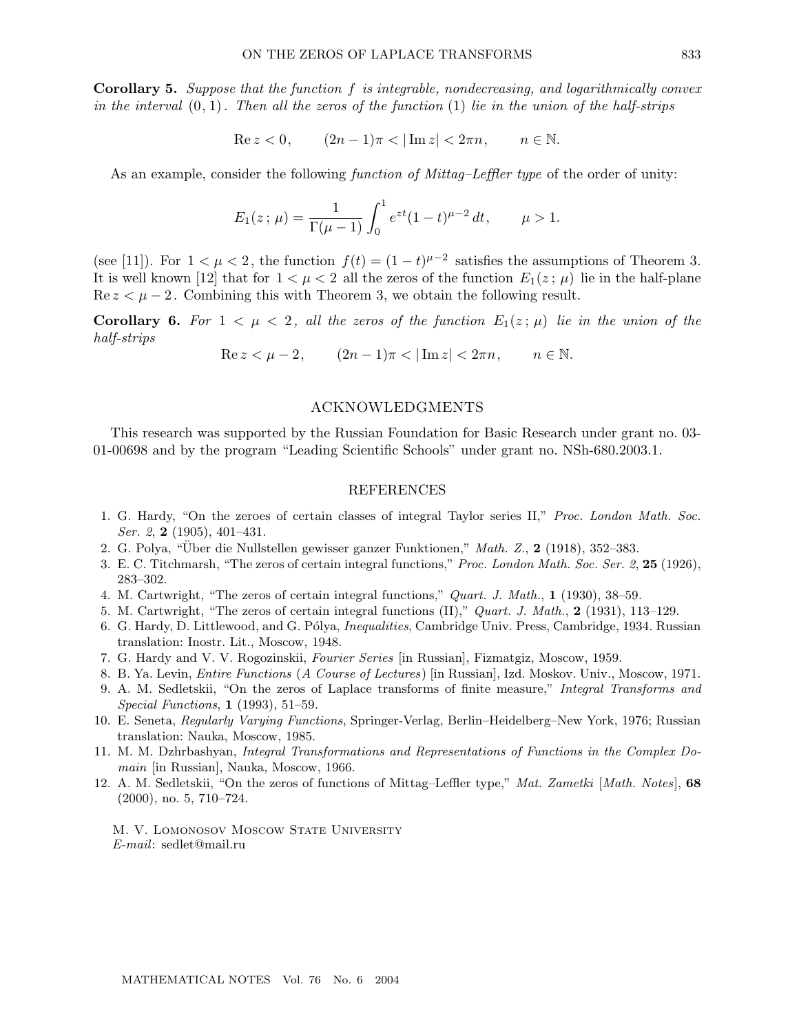**Corollary 5.** *Suppose that the function $f$ is integrable, nondecreasing, and logarithmically convex in the interval $(0,1)$. Then all the zeros of the function* (1) *lie in the union of the half-strips*

$$\operatorname{Re} z < 0, \qquad (2n-1)\pi < |\operatorname{Im} z| < 2\pi n, \qquad n \in \mathbb{N}.$$

As an example, consider the following *function of Mittag–Leffler type* of the order of unity:

$$E_1(z\,;\,\mu) = \frac{1}{\Gamma(\mu-1)} \int_0^1 e^{zt}(1-t)^{\mu-2}\,dt, \qquad \mu > 1.$$

(see [11]). For $1 < \mu < 2$, the function $f(t) = (1-t)^{\mu-2}$ satisfies the assumptions of Theorem 3. It is well known [12] that for $1 < \mu < 2$ all the zeros of the function $E_1(z\,;\,\mu)$ lie in the half-plane $\operatorname{Re} z < \mu - 2$. Combining this with Theorem 3, we obtain the following result.

**Corollary 6.** *For $1 < \mu < 2$, all the zeros of the function $E_1(z\,;\,\mu)$ lie in the union of the half-strips*

$$\operatorname{Re} z < \mu - 2, \qquad (2n-1)\pi < |\operatorname{Im} z| < 2\pi n, \qquad n \in \mathbb{N}.$$

## ACKNOWLEDGMENTS

This research was supported by the Russian Foundation for Basic Research under grant no. 03-01-00698 and by the program "Leading Scientific Schools" under grant no. NSh-680.2003.1.

## REFERENCES

1. G. Hardy, "On the zeroes of certain classes of integral Taylor series II," *Proc. London Math. Soc. Ser. 2*, **2** (1905), 401–431.
2. G. Polya, "Über die Nullstellen gewisser ganzer Funktionen," *Math. Z.*, **2** (1918), 352–383.
3. E. C. Titchmarsh, "The zeros of certain integral functions," *Proc. London Math. Soc. Ser. 2*, **25** (1926), 283–302.
4. M. Cartwright, "The zeros of certain integral functions," *Quart. J. Math.*, **1** (1930), 38–59.
5. M. Cartwright, "The zeros of certain integral functions (II)," *Quart. J. Math.*, **2** (1931), 113–129.
6. G. Hardy, D. Littlewood, and G. Pólya, *Inequalities*, Cambridge Univ. Press, Cambridge, 1934. Russian translation: Inostr. Lit., Moscow, 1948.
7. G. Hardy and V. V. Rogozinskii, *Fourier Series* [in Russian], Fizmatgiz, Moscow, 1959.
8. B. Ya. Levin, *Entire Functions* (*A Course of Lectures*) [in Russian], Izd. Moskov. Univ., Moscow, 1971.
9. A. M. Sedletskii, "On the zeros of Laplace transforms of finite measure," *Integral Transforms and Special Functions*, **1** (1993), 51–59.
10. E. Seneta, *Regularly Varying Functions*, Springer-Verlag, Berlin–Heidelberg–New York, 1976; Russian translation: Nauka, Moscow, 1985.
11. M. M. Dzhrbashyan, *Integral Transformations and Representations of Functions in the Complex Domain* [in Russian], Nauka, Moscow, 1966.
12. A. M. Sedletskii, "On the zeros of functions of Mittag–Leffler type," *Mat. Zametki* [*Math. Notes*], **68** (2000), no. 5, 710–724.

M. V. Lomonosov Moscow State University
*E-mail*: sedlet@mail.ru